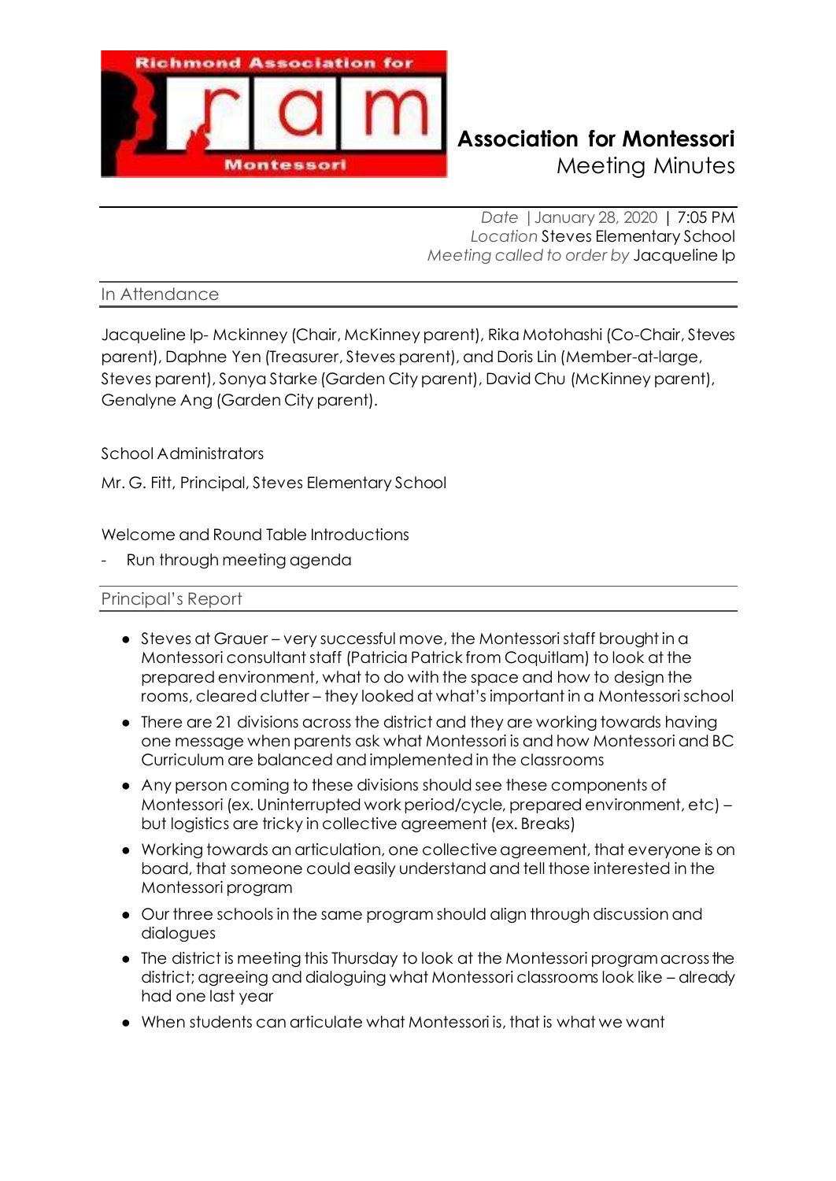Richmond Association for ram Montessori

# Association for Montessori
Meeting Minutes

*Date* | January 28, 2020 | 7:05 PM
*Location* Steves Elementary School
*Meeting called to order by* Jacqueline Ip

## In Attendance

Jacqueline Ip- Mckinney (Chair, McKinney parent), Rika Motohashi (Co-Chair, Steves parent), Daphne Yen (Treasurer, Steves parent), and Doris Lin (Member-at-large, Steves parent), Sonya Starke (Garden City parent), David Chu (McKinney parent), Genalyne Ang (Garden City parent).

School Administrators

Mr. G. Fitt, Principal, Steves Elementary School

Welcome and Round Table Introductions

- Run through meeting agenda

## Principal's Report

- Steves at Grauer – very successful move, the Montessori staff brought in a Montessori consultant staff (Patricia Patrick from Coquitlam) to look at the prepared environment, what to do with the space and how to design the rooms, cleared clutter – they looked at what's important in a Montessori school
- There are 21 divisions across the district and they are working towards having one message when parents ask what Montessori is and how Montessori and BC Curriculum are balanced and implemented in the classrooms
- Any person coming to these divisions should see these components of Montessori (ex. Uninterrupted work period/cycle, prepared environment, etc) – but logistics are tricky in collective agreement (ex. Breaks)
- Working towards an articulation, one collective agreement, that everyone is on board, that someone could easily understand and tell those interested in the Montessori program
- Our three schools in the same program should align through discussion and dialogues
- The district is meeting this Thursday to look at the Montessori program across the district; agreeing and dialoguing what Montessori classrooms look like – already had one last year
- When students can articulate what Montessori is, that is what we want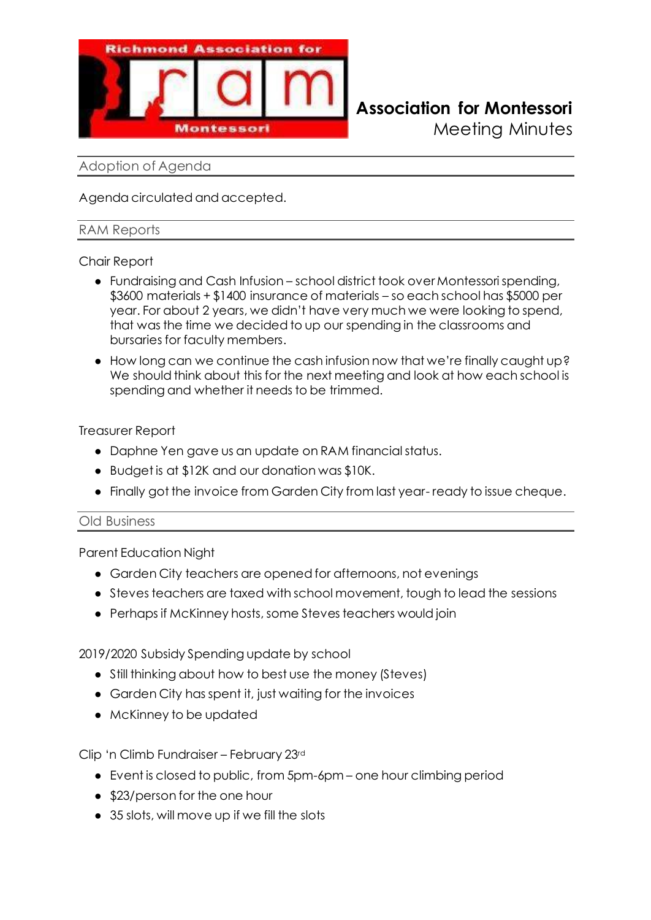**Association for Montessori**
Meeting Minutes

## Adoption of Agenda

Agenda circulated and accepted.

## RAM Reports

Chair Report

- Fundraising and Cash Infusion – school district took over Montessori spending, \$3600 materials + \$1400 insurance of materials – so each school has \$5000 per year. For about 2 years, we didn't have very much we were looking to spend, that was the time we decided to up our spending in the classrooms and bursaries for faculty members.
- How long can we continue the cash infusion now that we're finally caught up? We should think about this for the next meeting and look at how each school is spending and whether it needs to be trimmed.

Treasurer Report

- Daphne Yen gave us an update on RAM financial status.
- Budget is at \$12K and our donation was \$10K.
- Finally got the invoice from Garden City from last year- ready to issue cheque.

## Old Business

Parent Education Night

- Garden City teachers are opened for afternoons, not evenings
- Steves teachers are taxed with school movement, tough to lead the sessions
- Perhaps if McKinney hosts, some Steves teachers would join

2019/2020 Subsidy Spending update by school

- Still thinking about how to best use the money (Steves)
- Garden City has spent it, just waiting for the invoices
- McKinney to be updated

Clip 'n Climb Fundraiser – February 23rd

- Event is closed to public, from 5pm-6pm – one hour climbing period
- \$23/person for the one hour
- 35 slots, will move up if we fill the slots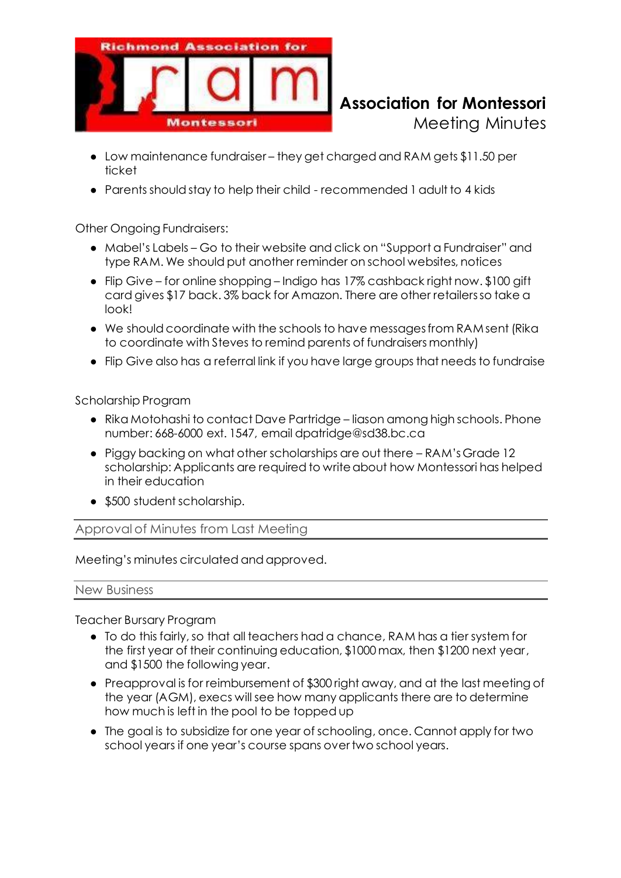- Low maintenance fundraiser – they get charged and RAM gets $11.50 per ticket
- Parents should stay to help their child - recommended 1 adult to 4 kids

Other Ongoing Fundraisers:

- Mabel's Labels – Go to their website and click on "Support a Fundraiser" and type RAM. We should put another reminder on school websites, notices
- Flip Give – for online shopping – Indigo has 17% cashback right now. $100 gift card gives $17 back. 3% back for Amazon. There are other retailers so take a look!
- We should coordinate with the schools to have messages from RAM sent (Rika to coordinate with Steves to remind parents of fundraisers monthly)
- Flip Give also has a referral link if you have large groups that needs to fundraise

Scholarship Program

- Rika Motohashi to contact Dave Partridge – liason among high schools. Phone number: 668-6000 ext. 1547, email dpatridge@sd38.bc.ca
- Piggy backing on what other scholarships are out there – RAM's Grade 12 scholarship: Applicants are required to write about how Montessori has helped in their education
- $500 student scholarship.

## Approval of Minutes from Last Meeting

Meeting's minutes circulated and approved.

## New Business

Teacher Bursary Program

- To do this fairly, so that all teachers had a chance, RAM has a tier system for the first year of their continuing education, $1000 max, then $1200 next year, and $1500 the following year.
- Preapproval is for reimbursement of $300 right away, and at the last meeting of the year (AGM), execs will see how many applicants there are to determine how much is left in the pool to be topped up
- The goal is to subsidize for one year of schooling, once. Cannot apply for two school years if one year's course spans over two school years.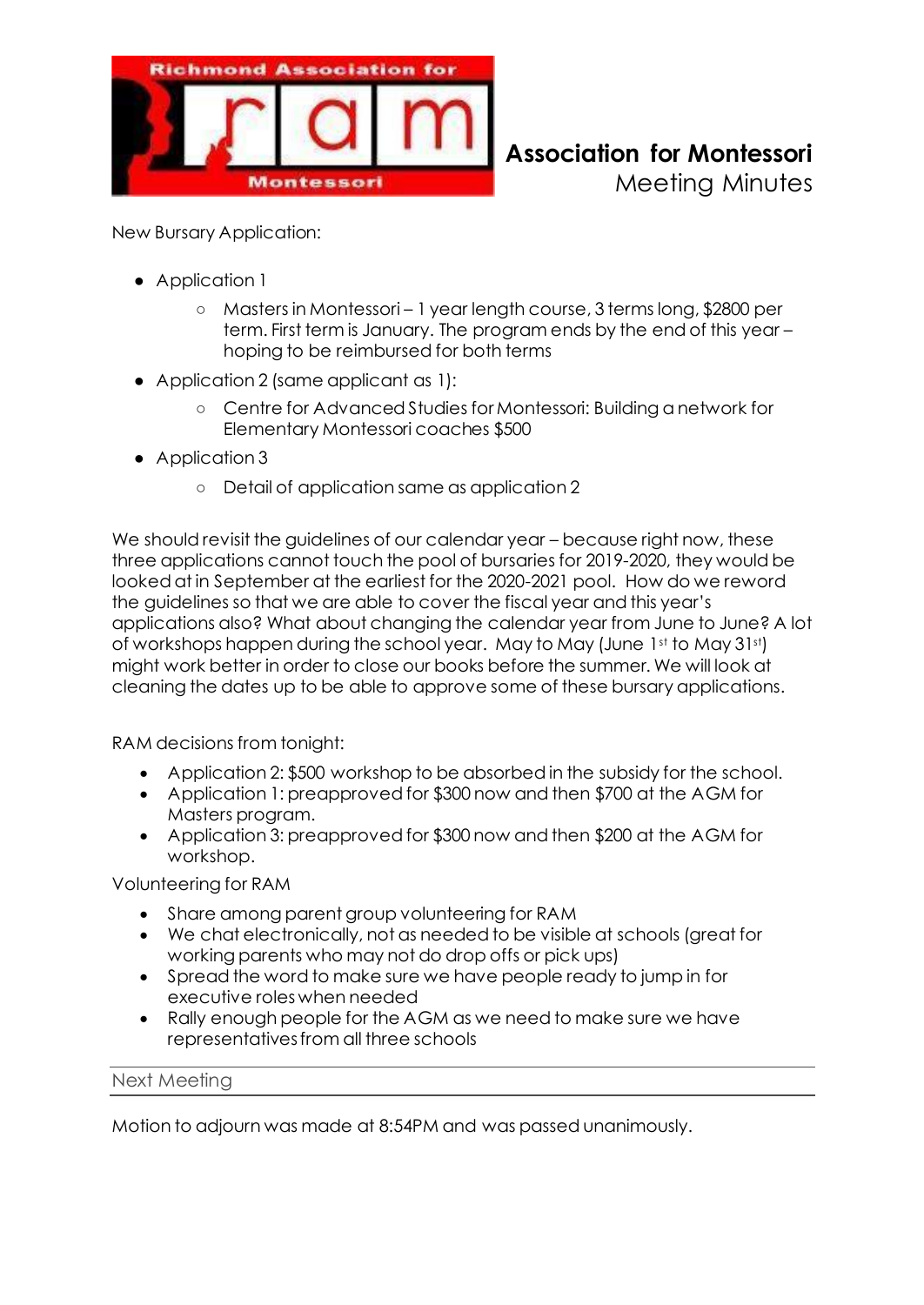**Association for Montessori**
Meeting Minutes

New Bursary Application:

- Application 1
    - Masters in Montessori – 1 year length course, 3 terms long, $2800 per term. First term is January. The program ends by the end of this year – hoping to be reimbursed for both terms
- Application 2 (same applicant as 1):
    - Centre for Advanced Studies for Montessori: Building a network for Elementary Montessori coaches $500
- Application 3
    - Detail of application same as application 2

We should revisit the guidelines of our calendar year – because right now, these three applications cannot touch the pool of bursaries for 2019-2020, they would be looked at in September at the earliest for the 2020-2021 pool. How do we reword the guidelines so that we are able to cover the fiscal year and this year's applications also? What about changing the calendar year from June to June? A lot of workshops happen during the school year. May to May (June 1st to May 31st) might work better in order to close our books before the summer. We will look at cleaning the dates up to be able to approve some of these bursary applications.

RAM decisions from tonight:

- Application 2: $500 workshop to be absorbed in the subsidy for the school.
- Application 1: preapproved for $300 now and then $700 at the AGM for Masters program.
- Application 3: preapproved for $300 now and then $200 at the AGM for workshop.

Volunteering for RAM

- Share among parent group volunteering for RAM
- We chat electronically, not as needed to be visible at schools (great for working parents who may not do drop offs or pick ups)
- Spread the word to make sure we have people ready to jump in for executive roles when needed
- Rally enough people for the AGM as we need to make sure we have representatives from all three schools

## Next Meeting

Motion to adjourn was made at 8:54PM and was passed unanimously.